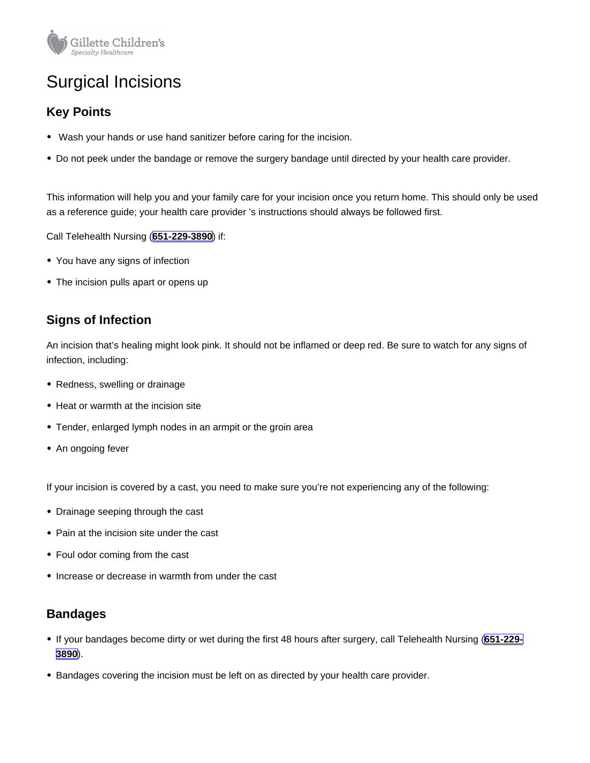# Surgical Incisions

## Key Points

- Wash your hands or use hand sanitizer before caring for the incision.
- Do not peek under the bandage or remove the surgery bandage until directed by your health care provider.

This information will help you and your family care for your incision once you return home. This should only be used as a reference guide; your health care provider 's instructions should always be followed first.

Call Telehealth Nursing (**651-229-3890**) if:

- You have any signs of infection
- The incision pulls apart or opens up

## Signs of Infection

An incision that's healing might look pink. It should not be inflamed or deep red. Be sure to watch for any signs of infection, including:

- Redness, swelling or drainage
- Heat or warmth at the incision site
- Tender, enlarged lymph nodes in an armpit or the groin area
- An ongoing fever

If your incision is covered by a cast, you need to make sure you're not experiencing any of the following:

- Drainage seeping through the cast
- Pain at the incision site under the cast
- Foul odor coming from the cast
- Increase or decrease in warmth from under the cast

## Bandages

- If your bandages become dirty or wet during the first 48 hours after surgery, call Telehealth Nursing (**651-229-3890**).
- Bandages covering the incision must be left on as directed by your health care provider.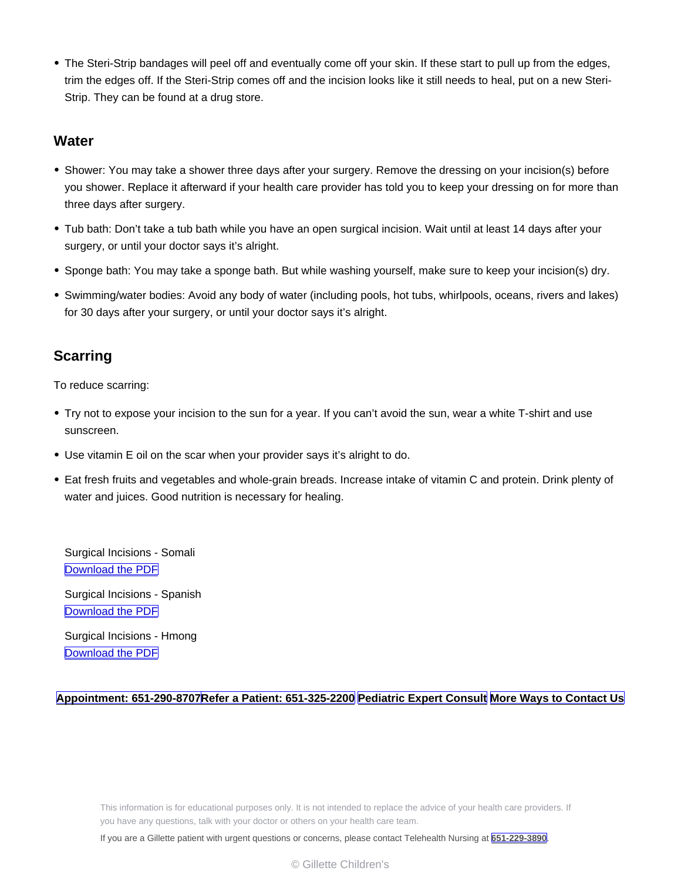- The Steri-Strip bandages will peel off and eventually come off your skin. If these start to pull up from the edges, trim the edges off. If the Steri-Strip comes off and the incision looks like it still needs to heal, put on a new Steri-Strip. They can be found at a drug store.

## Water

- Shower: You may take a shower three days after your surgery. Remove the dressing on your incision(s) before you shower. Replace it afterward if your health care provider has told you to keep your dressing on for more than three days after surgery.
- Tub bath: Don't take a tub bath while you have an open surgical incision. Wait until at least 14 days after your surgery, or until your doctor says it's alright.
- Sponge bath: You may take a sponge bath. But while washing yourself, make sure to keep your incision(s) dry.
- Swimming/water bodies: Avoid any body of water (including pools, hot tubs, whirlpools, oceans, rivers and lakes) for 30 days after your surgery, or until your doctor says it's alright.

## Scarring

To reduce scarring:

- Try not to expose your incision to the sun for a year. If you can't avoid the sun, wear a white T-shirt and use sunscreen.
- Use vitamin E oil on the scar when your provider says it's alright to do.
- Eat fresh fruits and vegetables and whole-grain breads. Increase intake of vitamin C and protein. Drink plenty of water and juices. Good nutrition is necessary for healing.

Surgical Incisions - Somali
Download the PDF

Surgical Incisions - Spanish
Download the PDF

Surgical Incisions - Hmong
Download the PDF

Appointment: 651-290-8707 Refer a Patient: 651-325-2200 Pediatric Expert Consult More Ways to Contact Us

This information is for educational purposes only. It is not intended to replace the advice of your health care providers. If you have any questions, talk with your doctor or others on your health care team.

If you are a Gillette patient with urgent questions or concerns, please contact Telehealth Nursing at 651-229-3890.

© Gillette Children's